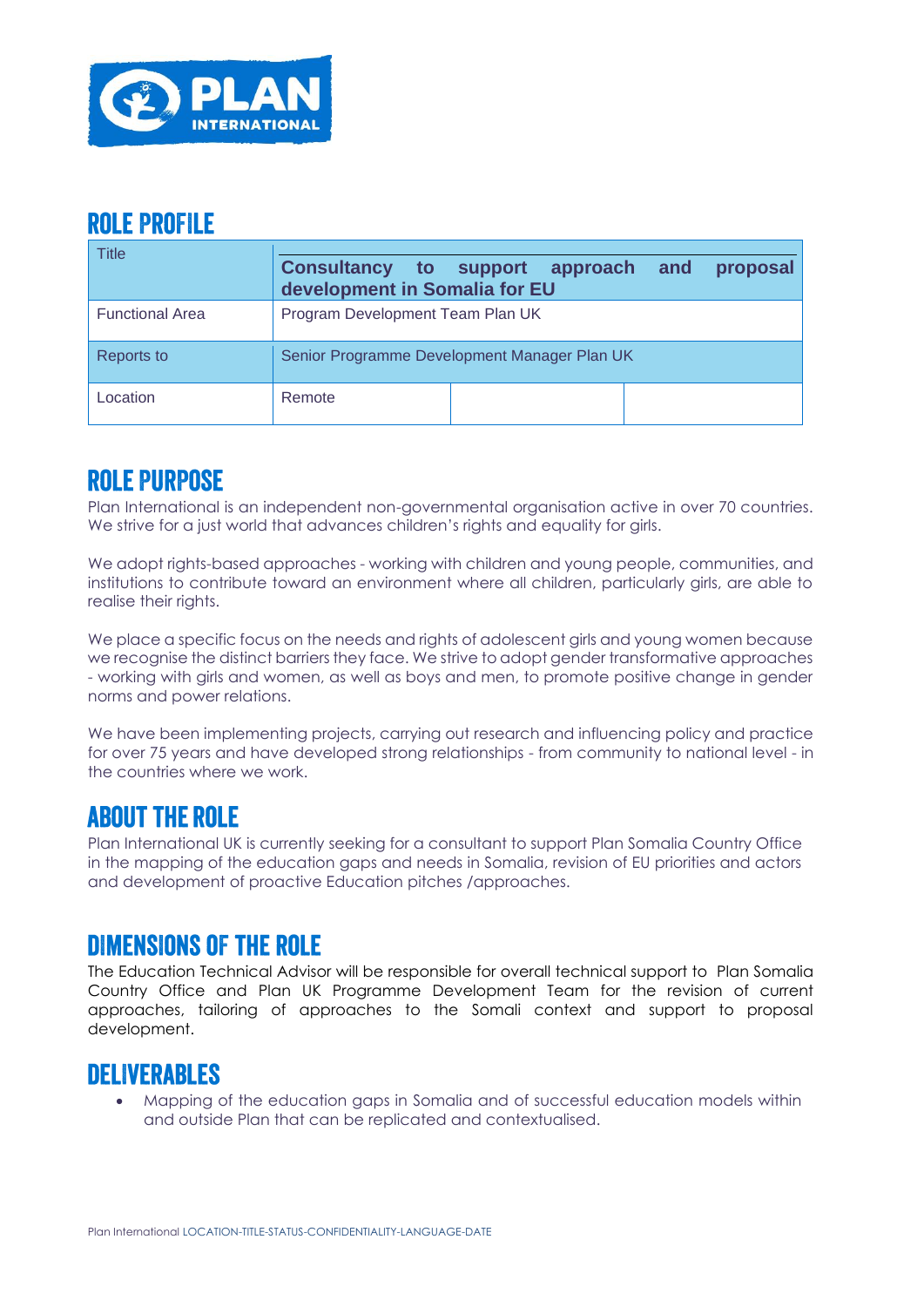## ROLE PROFILE

| Title | **Consultancy to support approach and proposal development in Somalia for EU** | | |
|---|---|---|---|
| Functional Area | Program Development Team Plan UK | | |
| Reports to | Senior Programme Development Manager Plan UK | | |
| Location | Remote | | |

## ROLE PURPOSE

Plan International is an independent non-governmental organisation active in over 70 countries. We strive for a just world that advances children's rights and equality for girls.

We adopt rights-based approaches - working with children and young people, communities, and institutions to contribute toward an environment where all children, particularly girls, are able to realise their rights.

We place a specific focus on the needs and rights of adolescent girls and young women because we recognise the distinct barriers they face. We strive to adopt gender transformative approaches - working with girls and women, as well as boys and men, to promote positive change in gender norms and power relations.

We have been implementing projects, carrying out research and influencing policy and practice for over 75 years and have developed strong relationships - from community to national level - in the countries where we work.

## ABOUT THE ROLE

Plan International UK is currently seeking for a consultant to support Plan Somalia Country Office in the mapping of the education gaps and needs in Somalia, revision of EU priorities and actors and development of proactive Education pitches /approaches.

## DIMENSIONS OF THE ROLE

The Education Technical Advisor will be responsible for overall technical support to Plan Somalia Country Office and Plan UK Programme Development Team for the revision of current approaches, tailoring of approaches to the Somali context and support to proposal development.

## DELIVERABLES

- Mapping of the education gaps in Somalia and of successful education models within and outside Plan that can be replicated and contextualised.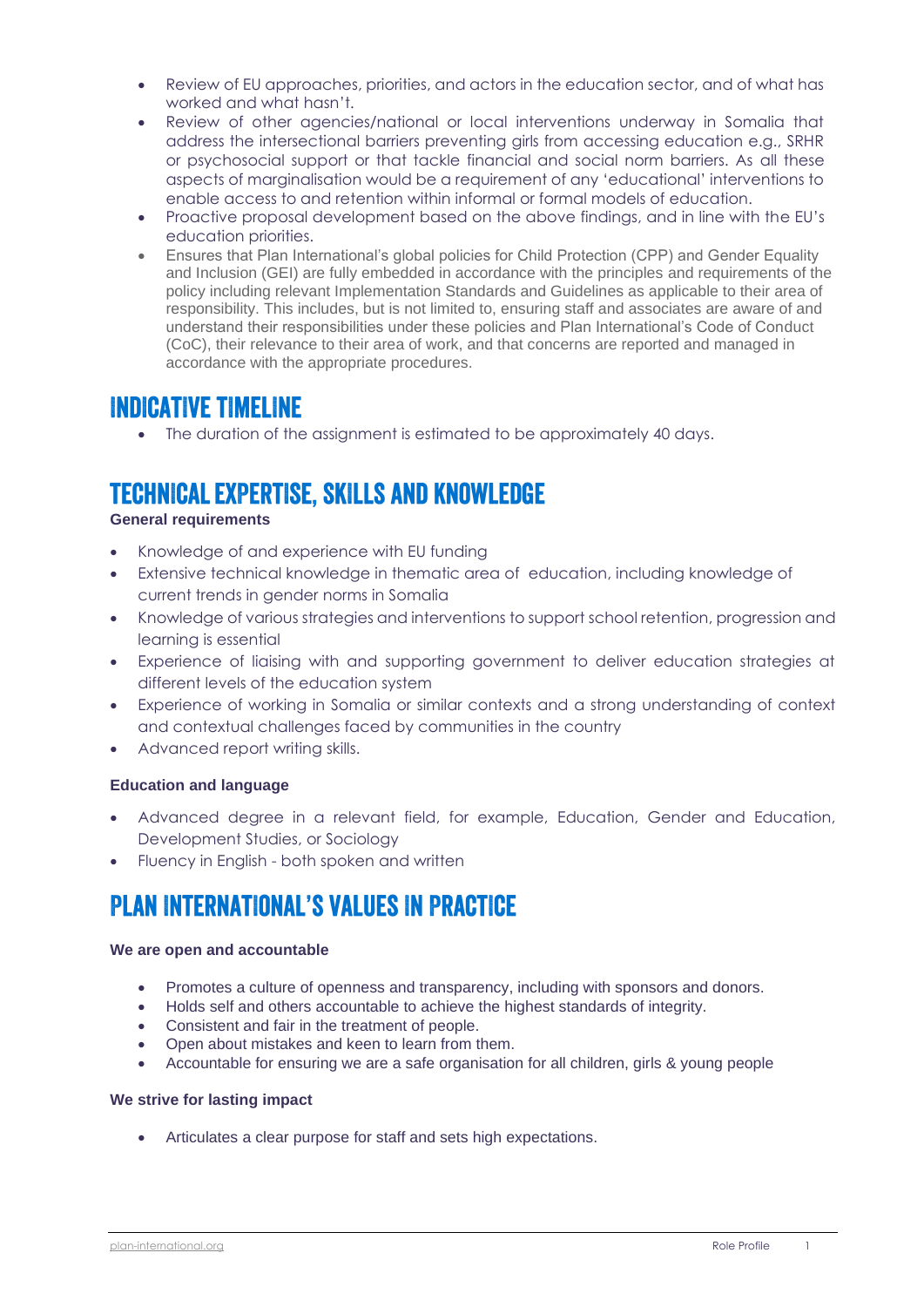- Review of EU approaches, priorities, and actors in the education sector, and of what has worked and what hasn't.
- Review of other agencies/national or local interventions underway in Somalia that address the intersectional barriers preventing girls from accessing education e.g., SRHR or psychosocial support or that tackle financial and social norm barriers. As all these aspects of marginalisation would be a requirement of any 'educational' interventions to enable access to and retention within informal or formal models of education.
- Proactive proposal development based on the above findings, and in line with the EU's education priorities.
- Ensures that Plan International's global policies for Child Protection (CPP) and Gender Equality and Inclusion (GEI) are fully embedded in accordance with the principles and requirements of the policy including relevant Implementation Standards and Guidelines as applicable to their area of responsibility. This includes, but is not limited to, ensuring staff and associates are aware of and understand their responsibilities under these policies and Plan International's Code of Conduct (CoC), their relevance to their area of work, and that concerns are reported and managed in accordance with the appropriate procedures.

## INDICATIVE TIMELINE

- The duration of the assignment is estimated to be approximately 40 days.

## TECHNICAL EXPERTISE, SKILLS AND KNOWLEDGE

**General requirements**

- Knowledge of and experience with EU funding
- Extensive technical knowledge in thematic area of education, including knowledge of current trends in gender norms in Somalia
- Knowledge of various strategies and interventions to support school retention, progression and learning is essential
- Experience of liaising with and supporting government to deliver education strategies at different levels of the education system
- Experience of working in Somalia or similar contexts and a strong understanding of context and contextual challenges faced by communities in the country
- Advanced report writing skills.

**Education and language**

- Advanced degree in a relevant field, for example, Education, Gender and Education, Development Studies, or Sociology
- Fluency in English - both spoken and written

## PLAN INTERNATIONAL'S VALUES IN PRACTICE

**We are open and accountable**

- Promotes a culture of openness and transparency, including with sponsors and donors.
- Holds self and others accountable to achieve the highest standards of integrity.
- Consistent and fair in the treatment of people.
- Open about mistakes and keen to learn from them.
- Accountable for ensuring we are a safe organisation for all children, girls & young people

**We strive for lasting impact**

- Articulates a clear purpose for staff and sets high expectations.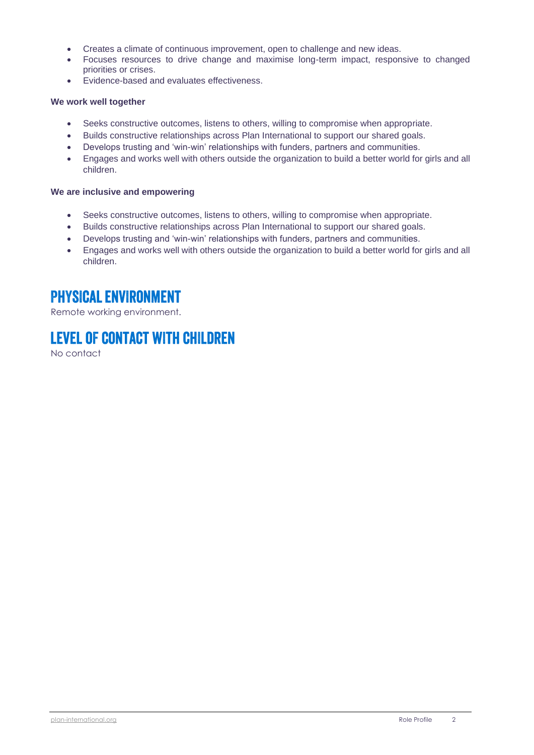- Creates a climate of continuous improvement, open to challenge and new ideas.
- Focuses resources to drive change and maximise long-term impact, responsive to changed priorities or crises.
- Evidence-based and evaluates effectiveness.

**We work well together**

- Seeks constructive outcomes, listens to others, willing to compromise when appropriate.
- Builds constructive relationships across Plan International to support our shared goals.
- Develops trusting and 'win-win' relationships with funders, partners and communities.
- Engages and works well with others outside the organization to build a better world for girls and all children.

**We are inclusive and empowering**

- Seeks constructive outcomes, listens to others, willing to compromise when appropriate.
- Builds constructive relationships across Plan International to support our shared goals.
- Develops trusting and 'win-win' relationships with funders, partners and communities.
- Engages and works well with others outside the organization to build a better world for girls and all children.

## PHYSICAL ENVIRONMENT

Remote working environment.

## LEVEL OF CONTACT WITH CHILDREN

No contact